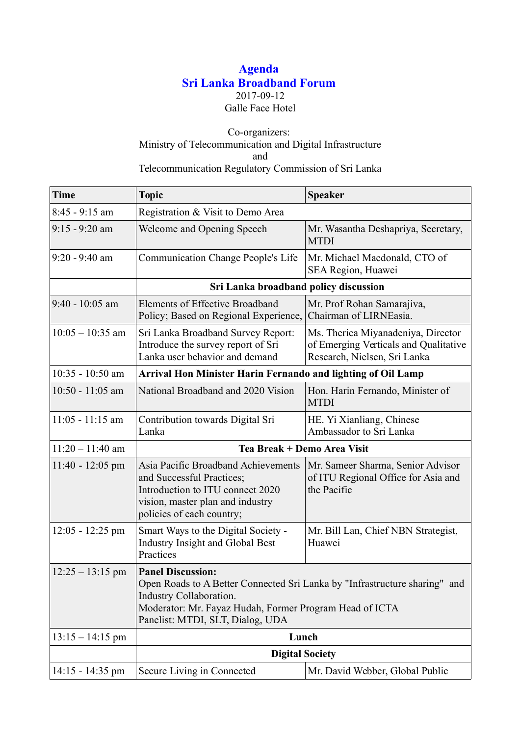# Agenda

# Sri Lanka Broadband Forum

2017-09-12

Galle Face Hotel

Co-organizers:

Ministry of Telecommunication and Digital Infrastructure

and

Telecommunication Regulatory Commission of Sri Lanka

| Time | Topic | Speaker |
|---|---|---|
| 8:45 - 9:15 am | Registration & Visit to Demo Area | |
| 9:15 - 9:20 am | Welcome and Opening Speech | Mr. Wasantha Deshapriya, Secretary, MTDI |
| 9:20 - 9:40 am | Communication Change People's Life | Mr. Michael Macdonald, CTO of SEA Region, Huawei |
| | **Sri Lanka broadband policy discussion** | |
| 9:40 - 10:05 am | Elements of Effective Broadband Policy; Based on Regional Experience, | Mr. Prof Rohan Samarajiva, Chairman of LIRNEasia. |
| 10:05 – 10:35 am | Sri Lanka Broadband Survey Report: Introduce the survey report of Sri Lanka user behavior and demand | Ms. Therica Miyanadeniya, Director of Emerging Verticals and Qualitative Research, Nielsen, Sri Lanka |
| 10:35 - 10:50 am | **Arrival Hon Minister Harin Fernando and lighting of Oil Lamp** | |
| 10:50 - 11:05 am | National Broadband and 2020 Vision | Hon. Harin Fernando, Minister of MTDI |
| 11:05 - 11:15 am | Contribution towards Digital Sri Lanka | HE. Yi Xianliang, Chinese Ambassador to Sri Lanka |
| 11:20 – 11:40 am | **Tea Break + Demo Area Visit** | |
| 11:40 - 12:05 pm | Asia Pacific Broadband Achievements and Successful Practices; Introduction to ITU connect 2020 vision, master plan and industry policies of each country; | Mr. Sameer Sharma, Senior Advisor of ITU Regional Office for Asia and the Pacific |
| 12:05 - 12:25 pm | Smart Ways to the Digital Society - Industry Insight and Global Best Practices | Mr. Bill Lan, Chief NBN Strategist, Huawei |
| 12:25 – 13:15 pm | **Panel Discussion:** Open Roads to A Better Connected Sri Lanka by "Infrastructure sharing" and Industry Collaboration. Moderator: Mr. Fayaz Hudah, Former Program Head of ICTA Panelist: MTDI, SLT, Dialog, UDA | |
| 13:15 – 14:15 pm | **Lunch** | |
| | **Digital Society** | |
| 14:15 - 14:35 pm | Secure Living in Connected | Mr. David Webber, Global Public |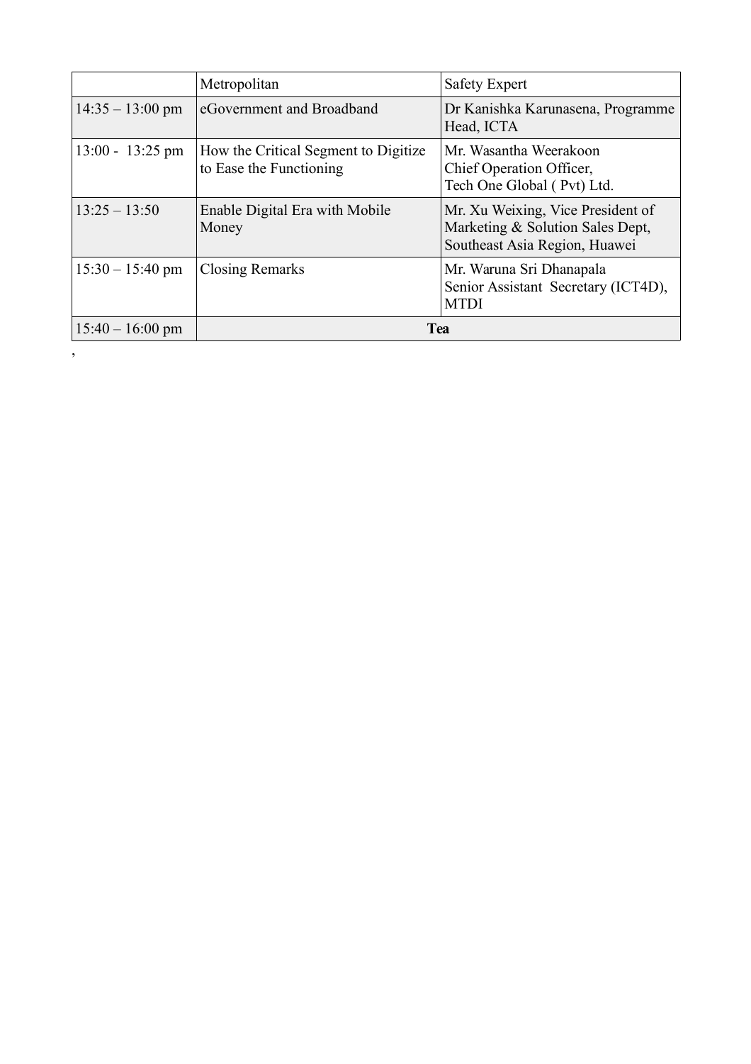| | | |
|---|---|---|
| | Metropolitan | Safety Expert |
| 14:35 – 13:00 pm | eGovernment and Broadband | Dr Kanishka Karunasena, Programme Head, ICTA |
| 13:00 - 13:25 pm | How the Critical Segment to Digitize to Ease the Functioning | Mr. Wasantha Weerakoon<br>Chief Operation Officer,<br>Tech One Global ( Pvt) Ltd. |
| 13:25 – 13:50 | Enable Digital Era with Mobile Money | Mr. Xu Weixing, Vice President of Marketing & Solution Sales Dept, Southeast Asia Region, Huawei |
| 15:30 – 15:40 pm | Closing Remarks | Mr. Waruna Sri Dhanapala<br>Senior Assistant Secretary (ICT4D), MTDI |
| 15:40 – 16:00 pm | **Tea** | |

,